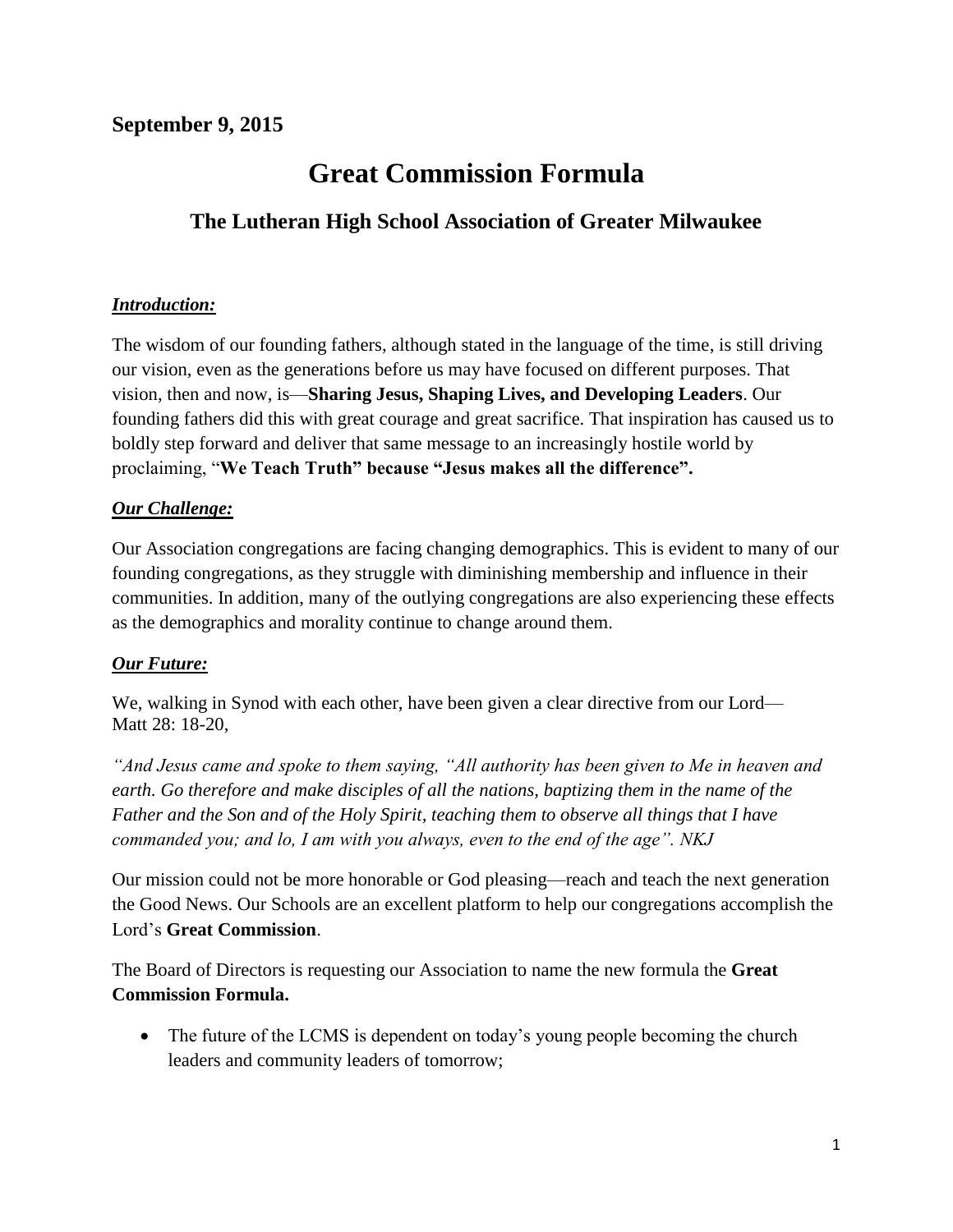**September 9, 2015**

# Great Commission Formula

## The Lutheran High School Association of Greater Milwaukee

***Introduction:***

The wisdom of our founding fathers, although stated in the language of the time, is still driving our vision, even as the generations before us may have focused on different purposes. That vision, then and now, is—**Sharing Jesus, Shaping Lives, and Developing Leaders**. Our founding fathers did this with great courage and great sacrifice. That inspiration has caused us to boldly step forward and deliver that same message to an increasingly hostile world by proclaiming, "**We Teach Truth" because "Jesus makes all the difference".**

***Our Challenge:***

Our Association congregations are facing changing demographics. This is evident to many of our founding congregations, as they struggle with diminishing membership and influence in their communities. In addition, many of the outlying congregations are also experiencing these effects as the demographics and morality continue to change around them.

***Our Future:***

We, walking in Synod with each other, have been given a clear directive from our Lord—Matt 28: 18-20,

*"And Jesus came and spoke to them saying, "All authority has been given to Me in heaven and earth. Go therefore and make disciples of all the nations, baptizing them in the name of the Father and the Son and of the Holy Spirit, teaching them to observe all things that I have commanded you; and lo, I am with you always, even to the end of the age". NKJ*

Our mission could not be more honorable or God pleasing—reach and teach the next generation the Good News. Our Schools are an excellent platform to help our congregations accomplish the Lord's **Great Commission**.

The Board of Directors is requesting our Association to name the new formula the **Great Commission Formula.**

- The future of the LCMS is dependent on today's young people becoming the church leaders and community leaders of tomorrow;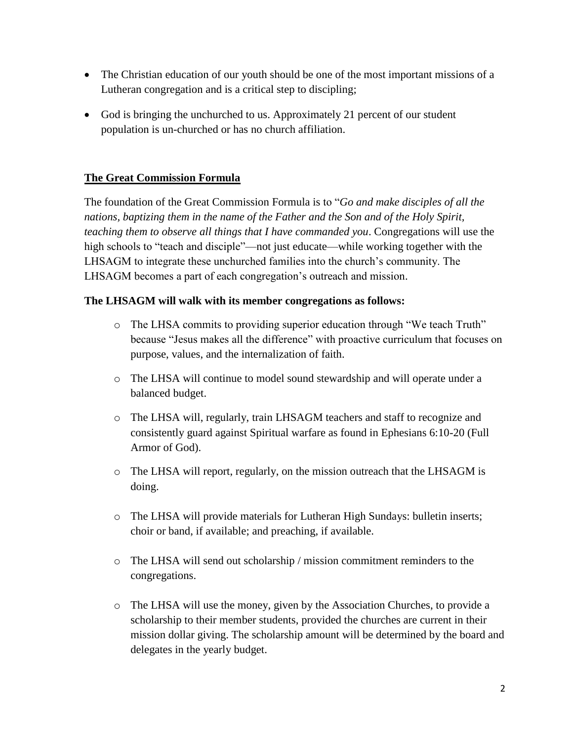- The Christian education of our youth should be one of the most important missions of a Lutheran congregation and is a critical step to discipling;
- God is bringing the unchurched to us. Approximately 21 percent of our student population is un-churched or has no church affiliation.

## **The Great Commission Formula**

The foundation of the Great Commission Formula is to "*Go and make disciples of all the nations, baptizing them in the name of the Father and the Son and of the Holy Spirit, teaching them to observe all things that I have commanded you*. Congregations will use the high schools to "teach and disciple"—not just educate—while working together with the LHSAGM to integrate these unchurched families into the church's community. The LHSAGM becomes a part of each congregation's outreach and mission.

**The LHSAGM will walk with its member congregations as follows:**

- The LHSA commits to providing superior education through "We teach Truth" because "Jesus makes all the difference" with proactive curriculum that focuses on purpose, values, and the internalization of faith.
- The LHSA will continue to model sound stewardship and will operate under a balanced budget.
- The LHSA will, regularly, train LHSAGM teachers and staff to recognize and consistently guard against Spiritual warfare as found in Ephesians 6:10-20 (Full Armor of God).
- The LHSA will report, regularly, on the mission outreach that the LHSAGM is doing.
- The LHSA will provide materials for Lutheran High Sundays: bulletin inserts; choir or band, if available; and preaching, if available.
- The LHSA will send out scholarship / mission commitment reminders to the congregations.
- The LHSA will use the money, given by the Association Churches, to provide a scholarship to their member students, provided the churches are current in their mission dollar giving. The scholarship amount will be determined by the board and delegates in the yearly budget.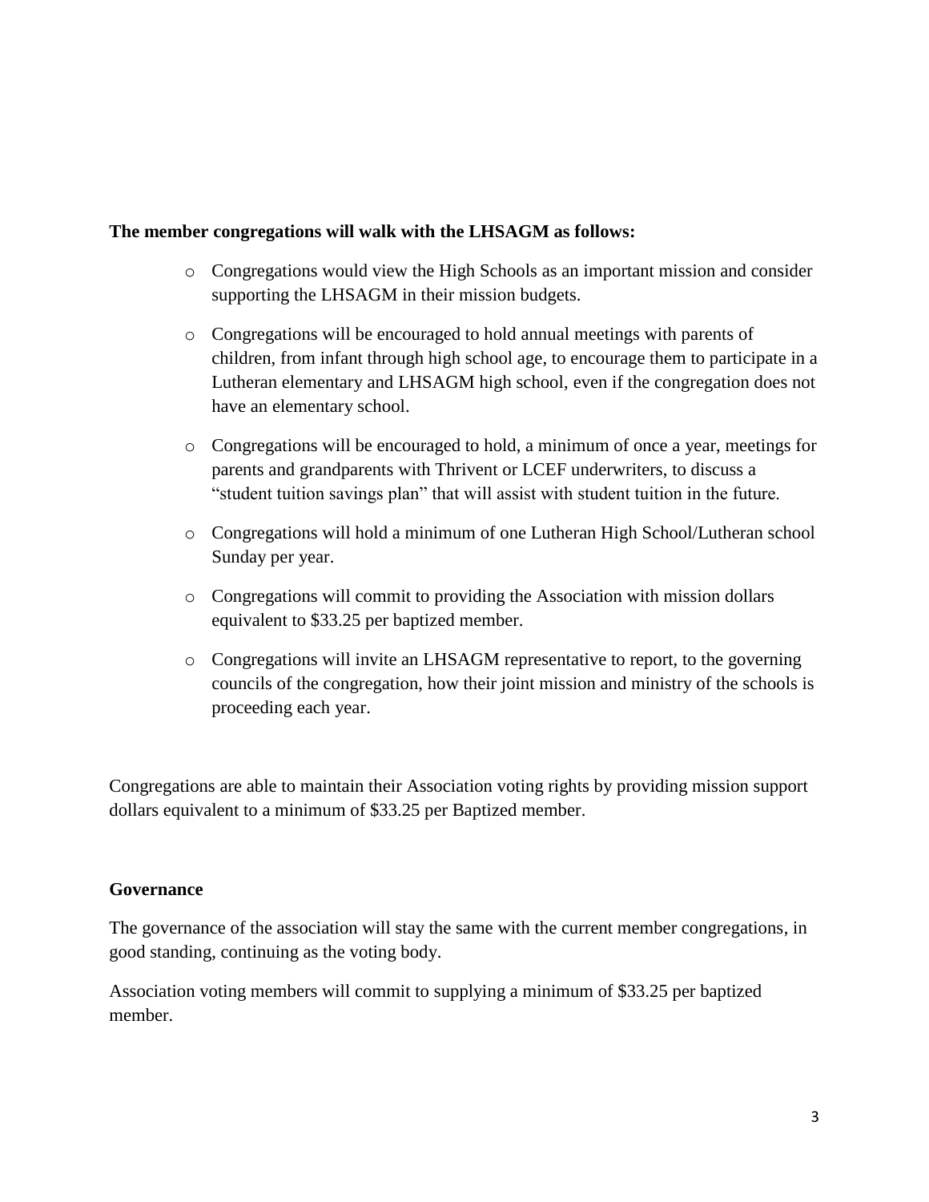**The member congregations will walk with the LHSAGM as follows:**

- Congregations would view the High Schools as an important mission and consider supporting the LHSAGM in their mission budgets.
- Congregations will be encouraged to hold annual meetings with parents of children, from infant through high school age, to encourage them to participate in a Lutheran elementary and LHSAGM high school, even if the congregation does not have an elementary school.
- Congregations will be encouraged to hold, a minimum of once a year, meetings for parents and grandparents with Thrivent or LCEF underwriters, to discuss a "student tuition savings plan" that will assist with student tuition in the future.
- Congregations will hold a minimum of one Lutheran High School/Lutheran school Sunday per year.
- Congregations will commit to providing the Association with mission dollars equivalent to $33.25 per baptized member.
- Congregations will invite an LHSAGM representative to report, to the governing councils of the congregation, how their joint mission and ministry of the schools is proceeding each year.

Congregations are able to maintain their Association voting rights by providing mission support dollars equivalent to a minimum of $33.25 per Baptized member.

**Governance**

The governance of the association will stay the same with the current member congregations, in good standing, continuing as the voting body.

Association voting members will commit to supplying a minimum of $33.25 per baptized member.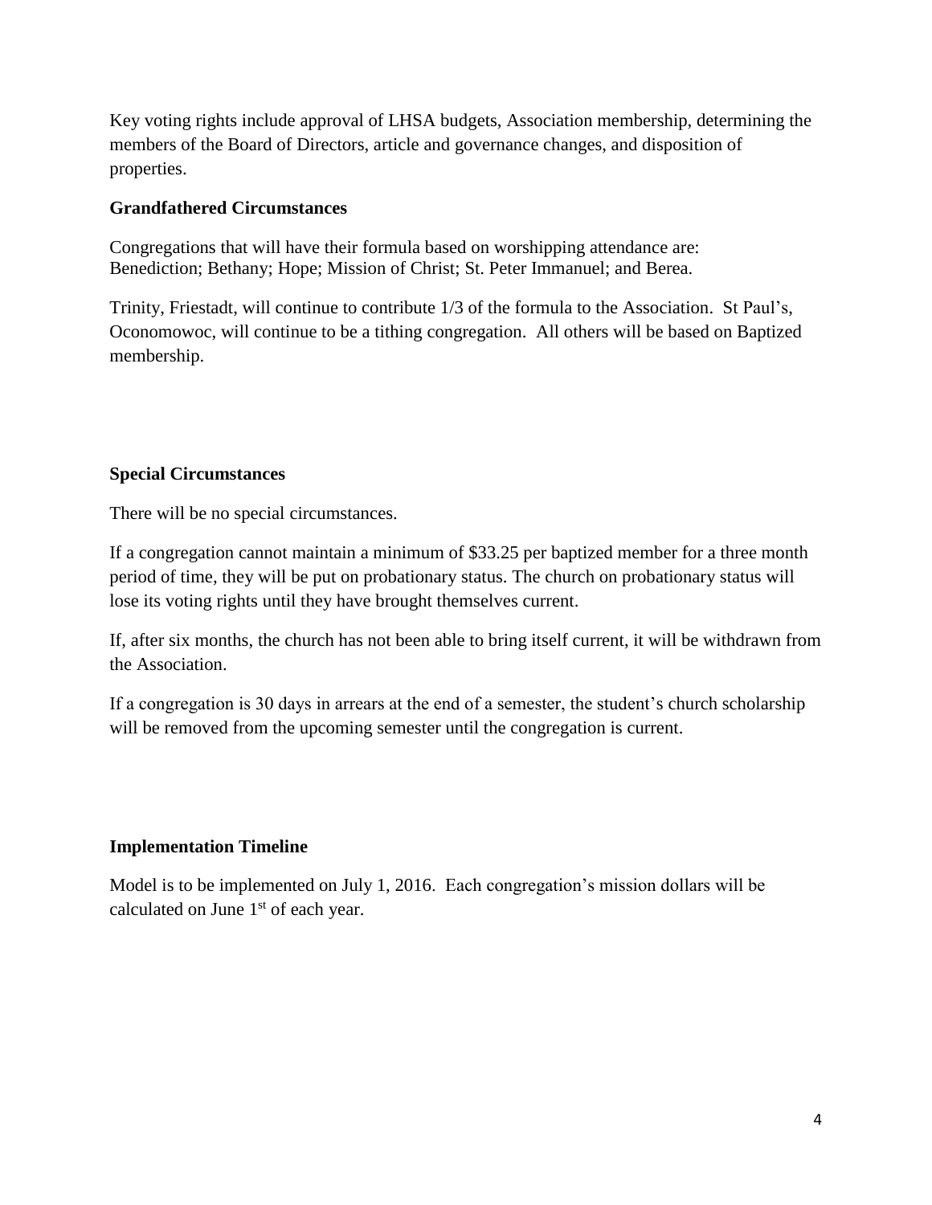Key voting rights include approval of LHSA budgets, Association membership, determining the members of the Board of Directors, article and governance changes, and disposition of properties.

**Grandfathered Circumstances**

Congregations that will have their formula based on worshipping attendance are:
Benediction; Bethany; Hope; Mission of Christ; St. Peter Immanuel; and Berea.

Trinity, Friestadt, will continue to contribute 1/3 of the formula to the Association. St Paul's, Oconomowoc, will continue to be a tithing congregation. All others will be based on Baptized membership.

**Special Circumstances**

There will be no special circumstances.

If a congregation cannot maintain a minimum of $33.25 per baptized member for a three month period of time, they will be put on probationary status. The church on probationary status will lose its voting rights until they have brought themselves current.

If, after six months, the church has not been able to bring itself current, it will be withdrawn from the Association.

If a congregation is 30 days in arrears at the end of a semester, the student's church scholarship will be removed from the upcoming semester until the congregation is current.

**Implementation Timeline**

Model is to be implemented on July 1, 2016. Each congregation's mission dollars will be calculated on June 1st of each year.